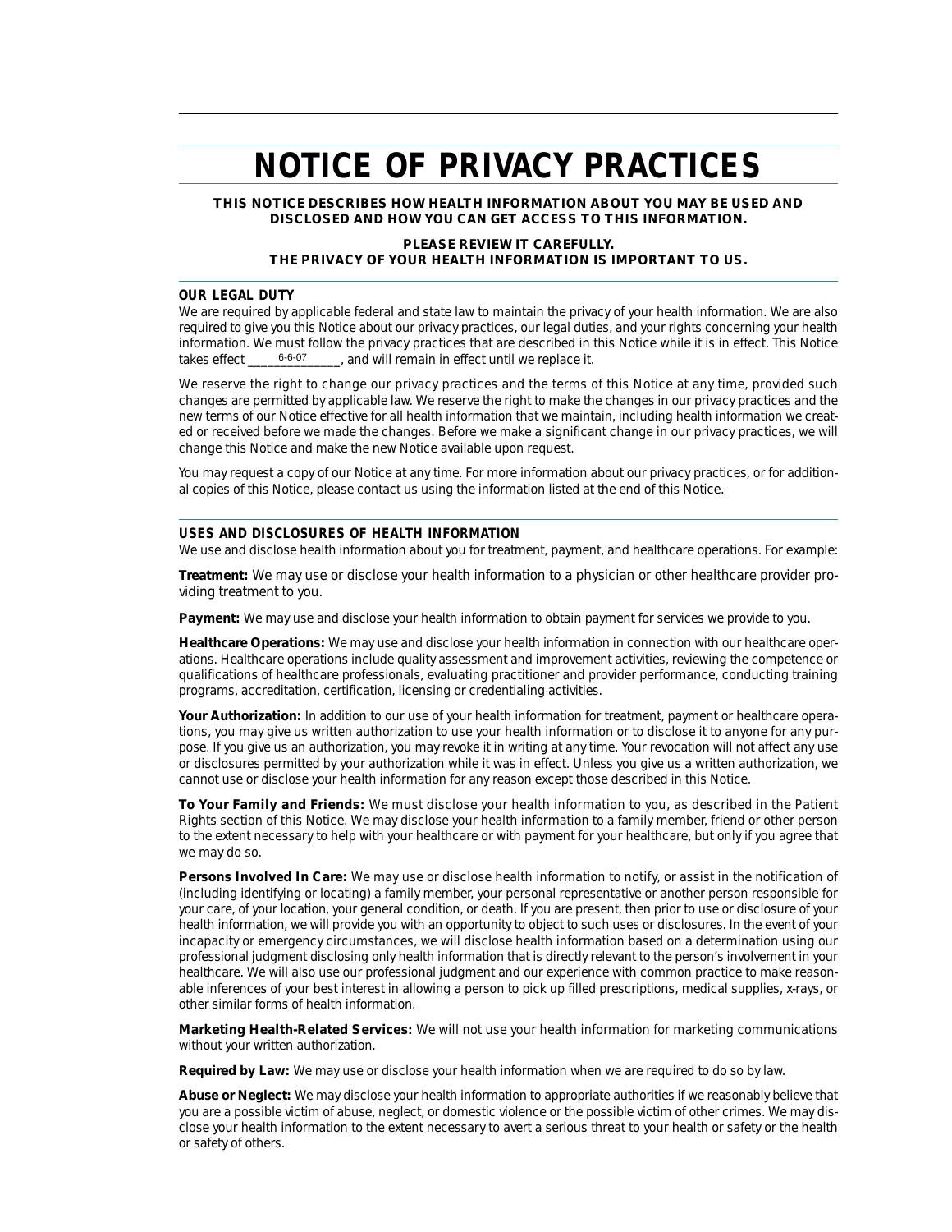# NOTICE OF PRIVACY PRACTICES

**THIS NOTICE DESCRIBES HOW HEALTH INFORMATION ABOUT YOU MAY BE USED AND DISCLOSED AND HOW YOU CAN GET ACCESS TO THIS INFORMATION.**

**PLEASE REVIEW IT CAREFULLY.**
**THE PRIVACY OF YOUR HEALTH INFORMATION IS IMPORTANT TO US.**

## OUR LEGAL DUTY

We are required by applicable federal and state law to maintain the privacy of your health information. We are also required to give you this Notice about our privacy practices, our legal duties, and your rights concerning your health information. We must follow the privacy practices that are described in this Notice while it is in effect. This Notice takes effect ______6-6-07______, and will remain in effect until we replace it.

We reserve the right to change our privacy practices and the terms of this Notice at any time, provided such changes are permitted by applicable law. We reserve the right to make the changes in our privacy practices and the new terms of our Notice effective for all health information that we maintain, including health information we created or received before we made the changes. Before we make a significant change in our privacy practices, we will change this Notice and make the new Notice available upon request.

You may request a copy of our Notice at any time. For more information about our privacy practices, or for additional copies of this Notice, please contact us using the information listed at the end of this Notice.

## USES AND DISCLOSURES OF HEALTH INFORMATION

We use and disclose health information about you for treatment, payment, and healthcare operations. For example:

**Treatment:** We may use or disclose your health information to a physician or other healthcare provider providing treatment to you.

**Payment:** We may use and disclose your health information to obtain payment for services we provide to you.

**Healthcare Operations:** We may use and disclose your health information in connection with our healthcare operations. Healthcare operations include quality assessment and improvement activities, reviewing the competence or qualifications of healthcare professionals, evaluating practitioner and provider performance, conducting training programs, accreditation, certification, licensing or credentialing activities.

**Your Authorization:** In addition to our use of your health information for treatment, payment or healthcare operations, you may give us written authorization to use your health information or to disclose it to anyone for any purpose. If you give us an authorization, you may revoke it in writing at any time. Your revocation will not affect any use or disclosures permitted by your authorization while it was in effect. Unless you give us a written authorization, we cannot use or disclose your health information for any reason except those described in this Notice.

**To Your Family and Friends:** We must disclose your health information to you, as described in the Patient Rights section of this Notice. We may disclose your health information to a family member, friend or other person to the extent necessary to help with your healthcare or with payment for your healthcare, but only if you agree that we may do so.

**Persons Involved In Care:** We may use or disclose health information to notify, or assist in the notification of (including identifying or locating) a family member, your personal representative or another person responsible for your care, of your location, your general condition, or death. If you are present, then prior to use or disclosure of your health information, we will provide you with an opportunity to object to such uses or disclosures. In the event of your incapacity or emergency circumstances, we will disclose health information based on a determination using our professional judgment disclosing only health information that is directly relevant to the person's involvement in your healthcare. We will also use our professional judgment and our experience with common practice to make reasonable inferences of your best interest in allowing a person to pick up filled prescriptions, medical supplies, x-rays, or other similar forms of health information.

**Marketing Health-Related Services:** We will not use your health information for marketing communications without your written authorization.

**Required by Law:** We may use or disclose your health information when we are required to do so by law.

**Abuse or Neglect:** We may disclose your health information to appropriate authorities if we reasonably believe that you are a possible victim of abuse, neglect, or domestic violence or the possible victim of other crimes. We may disclose your health information to the extent necessary to avert a serious threat to your health or safety or the health or safety of others.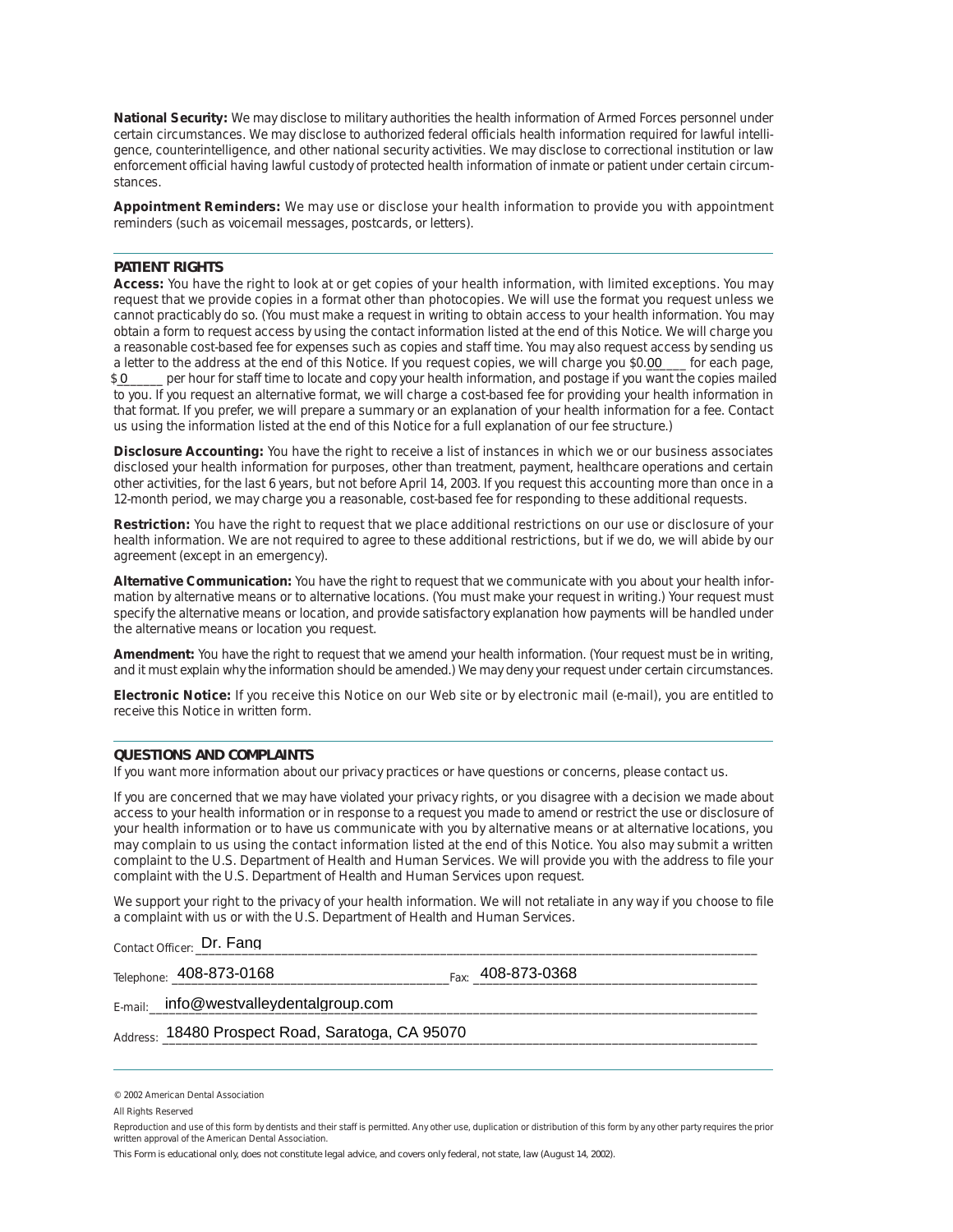**National Security:** We may disclose to military authorities the health information of Armed Forces personnel under certain circumstances. We may disclose to authorized federal officials health information required for lawful intelligence, counterintelligence, and other national security activities. We may disclose to correctional institution or law enforcement official having lawful custody of protected health information of inmate or patient under certain circumstances.

**Appointment Reminders:** We may use or disclose your health information to provide you with appointment reminders (such as voicemail messages, postcards, or letters).

## PATIENT RIGHTS

**Access:** You have the right to look at or get copies of your health information, with limited exceptions. You may request that we provide copies in a format other than photocopies. We will use the format you request unless we cannot practicably do so. (You must make a request in writing to obtain access to your health information. You may obtain a form to request access by using the contact information listed at the end of this Notice. We will charge you a reasonable cost-based fee for expenses such as copies and staff time. You may also request access by sending us a letter to the address at the end of this Notice. If you request copies, we will charge you $0.00____ for each page, $0______ per hour for staff time to locate and copy your health information, and postage if you want the copies mailed to you. If you request an alternative format, we will charge a cost-based fee for providing your health information in that format. If you prefer, we will prepare a summary or an explanation of your health information for a fee. Contact us using the information listed at the end of this Notice for a full explanation of our fee structure.)

**Disclosure Accounting:** You have the right to receive a list of instances in which we or our business associates disclosed your health information for purposes, other than treatment, payment, healthcare operations and certain other activities, for the last 6 years, but not before April 14, 2003. If you request this accounting more than once in a 12-month period, we may charge you a reasonable, cost-based fee for responding to these additional requests.

**Restriction:** You have the right to request that we place additional restrictions on our use or disclosure of your health information. We are not required to agree to these additional restrictions, but if we do, we will abide by our agreement (except in an emergency).

**Alternative Communication:** You have the right to request that we communicate with you about your health information by alternative means or to alternative locations. (You must make your request in writing.) Your request must specify the alternative means or location, and provide satisfactory explanation how payments will be handled under the alternative means or location you request.

**Amendment:** You have the right to request that we amend your health information. (Your request must be in writing, and it must explain why the information should be amended.) We may deny your request under certain circumstances.

**Electronic Notice:** If you receive this Notice on our Web site or by electronic mail (e-mail), you are entitled to receive this Notice in written form.

## QUESTIONS AND COMPLAINTS

If you want more information about our privacy practices or have questions or concerns, please contact us.

If you are concerned that we may have violated your privacy rights, or you disagree with a decision we made about access to your health information or in response to a request you made to amend or restrict the use or disclosure of your health information or to have us communicate with you by alternative means or at alternative locations, you may complain to us using the contact information listed at the end of this Notice. You also may submit a written complaint to the U.S. Department of Health and Human Services. We will provide you with the address to file your complaint with the U.S. Department of Health and Human Services upon request.

We support your right to the privacy of your health information. We will not retaliate in any way if you choose to file a complaint with us or with the U.S. Department of Health and Human Services.

Contact Officer: Dr. Fang

Telephone: 408-873-0168 Fax: 408-873-0368

E-mail: info@westvalleydentalgroup.com

Address: 18480 Prospect Road, Saratoga, CA 95070

© 2002 American Dental Association

All Rights Reserved

Reproduction and use of this form by dentists and their staff is permitted. Any other use, duplication or distribution of this form by any other party requires the prior written approval of the American Dental Association.

This Form is educational only, does not constitute legal advice, and covers only federal, not state, law (August 14, 2002).